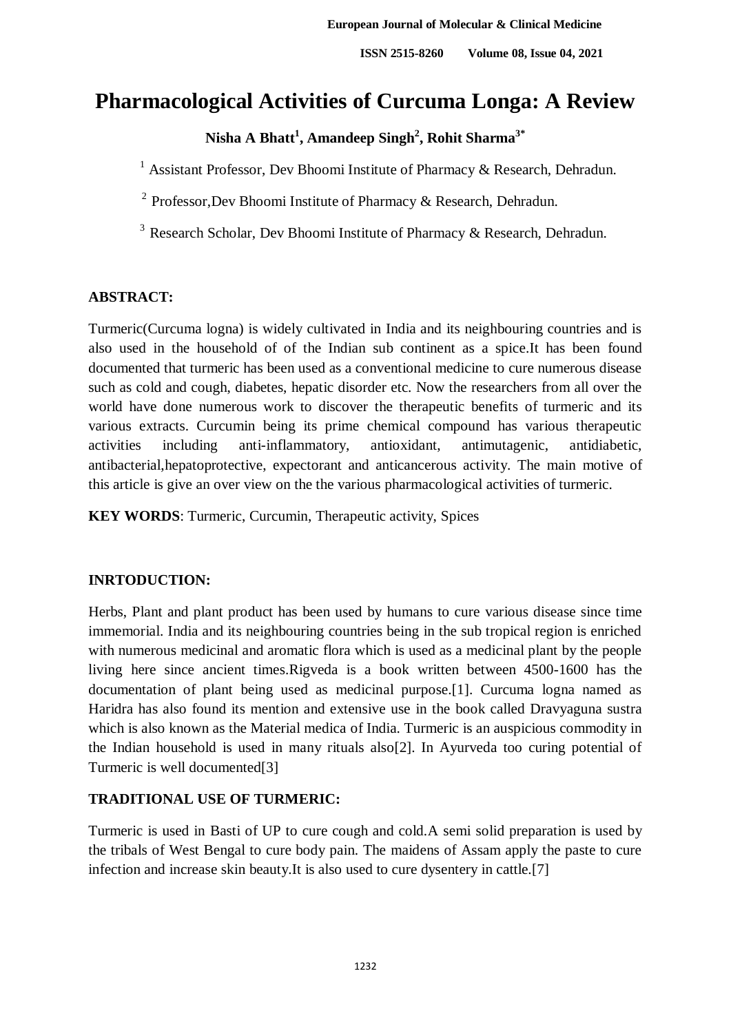# Pharmacological Activities of Curcuma Longa: A Review

**Nisha A Bhatt[1], Amandeep Singh[2], Rohit Sharma[3*]**

[1] Assistant Professor, Dev Bhoomi Institute of Pharmacy & Research, Dehradun.

[2] Professor,Dev Bhoomi Institute of Pharmacy & Research, Dehradun.

[3] Research Scholar, Dev Bhoomi Institute of Pharmacy & Research, Dehradun.

## ABSTRACT:

Turmeric(Curcuma logna) is widely cultivated in India and its neighbouring countries and is also used in the household of of the Indian sub continent as a spice.It has been found documented that turmeric has been used as a conventional medicine to cure numerous disease such as cold and cough, diabetes, hepatic disorder etc. Now the researchers from all over the world have done numerous work to discover the therapeutic benefits of turmeric and its various extracts. Curcumin being its prime chemical compound has various therapeutic activities including anti-inflammatory, antioxidant, antimutagenic, antidiabetic, antibacterial,hepatoprotective, expectorant and anticancerous activity. The main motive of this article is give an over view on the the various pharmacological activities of turmeric.

**KEY WORDS**: Turmeric, Curcumin, Therapeutic activity, Spices

## INRTODUCTION:

Herbs, Plant and plant product has been used by humans to cure various disease since time immemorial. India and its neighbouring countries being in the sub tropical region is enriched with numerous medicinal and aromatic flora which is used as a medicinal plant by the people living here since ancient times.Rigveda is a book written between 4500-1600 has the documentation of plant being used as medicinal purpose.[1]. Curcuma logna named as Haridra has also found its mention and extensive use in the book called Dravyaguna sustra which is also known as the Material medica of India. Turmeric is an auspicious commodity in the Indian household is used in many rituals also[2]. In Ayurveda too curing potential of Turmeric is well documented[3]

## TRADITIONAL USE OF TURMERIC:

Turmeric is used in Basti of UP to cure cough and cold.A semi solid preparation is used by the tribals of West Bengal to cure body pain. The maidens of Assam apply the paste to cure infection and increase skin beauty.It is also used to cure dysentery in cattle.[7]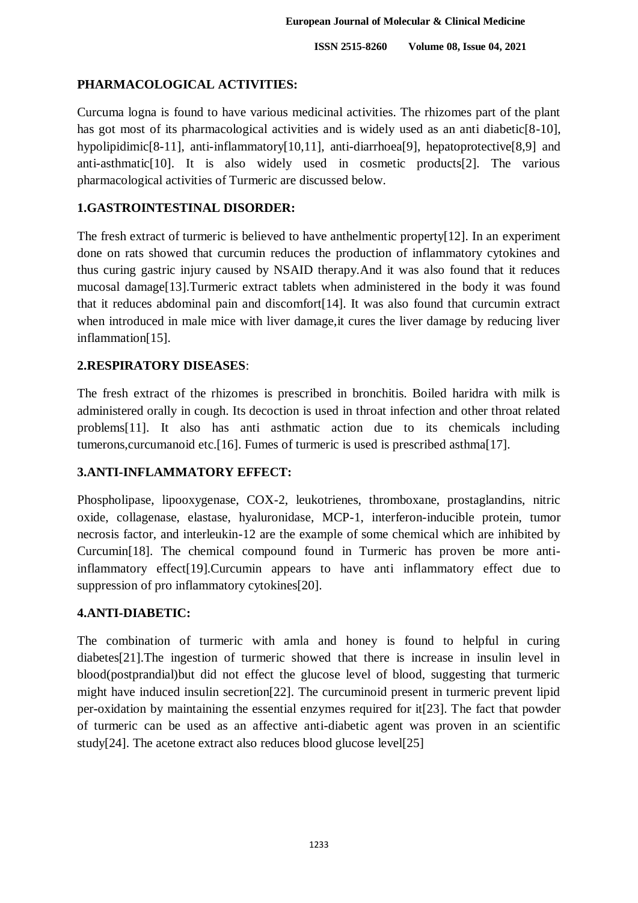## PHARMACOLOGICAL ACTIVITIES:

Curcuma logna is found to have various medicinal activities. The rhizomes part of the plant has got most of its pharmacological activities and is widely used as an anti diabetic[8-10], hypolipidimic[8-11], anti-inflammatory[10,11], anti-diarrhoea[9], hepatoprotective[8,9] and anti-asthmatic[10]. It is also widely used in cosmetic products[2]. The various pharmacological activities of Turmeric are discussed below.

### 1.GASTROINTESTINAL DISORDER:

The fresh extract of turmeric is believed to have anthelmentic property[12]. In an experiment done on rats showed that curcumin reduces the production of inflammatory cytokines and thus curing gastric injury caused by NSAID therapy.And it was also found that it reduces mucosal damage[13].Turmeric extract tablets when administered in the body it was found that it reduces abdominal pain and discomfort[14]. It was also found that curcumin extract when introduced in male mice with liver damage,it cures the liver damage by reducing liver inflammation[15].

### 2.RESPIRATORY DISEASES:

The fresh extract of the rhizomes is prescribed in bronchitis. Boiled haridra with milk is administered orally in cough. Its decoction is used in throat infection and other throat related problems[11]. It also has anti asthmatic action due to its chemicals including tumerons,curcumanoid etc.[16]. Fumes of turmeric is used is prescribed asthma[17].

### 3.ANTI-INFLAMMATORY EFFECT:

Phospholipase, lipooxygenase, COX-2, leukotrienes, thromboxane, prostaglandins, nitric oxide, collagenase, elastase, hyaluronidase, MCP-1, interferon-inducible protein, tumor necrosis factor, and interleukin-12 are the example of some chemical which are inhibited by Curcumin[18]. The chemical compound found in Turmeric has proven be more anti-inflammatory effect[19].Curcumin appears to have anti inflammatory effect due to suppression of pro inflammatory cytokines[20].

### 4.ANTI-DIABETIC:

The combination of turmeric with amla and honey is found to helpful in curing diabetes[21].The ingestion of turmeric showed that there is increase in insulin level in blood(postprandial)but did not effect the glucose level of blood, suggesting that turmeric might have induced insulin secretion[22]. The curcuminoid present in turmeric prevent lipid per-oxidation by maintaining the essential enzymes required for it[23]. The fact that powder of turmeric can be used as an affective anti-diabetic agent was proven in an scientific study[24]. The acetone extract also reduces blood glucose level[25]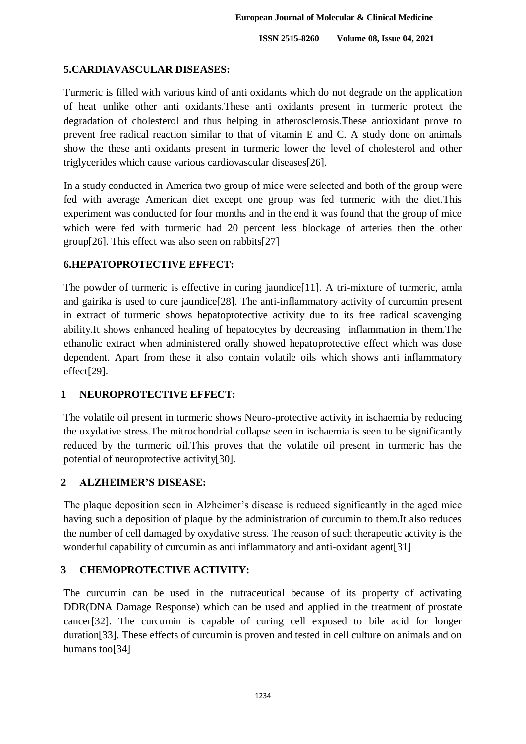## 5.CARDIAVASCULAR DISEASES:

Turmeric is filled with various kind of anti oxidants which do not degrade on the application of heat unlike other anti oxidants.These anti oxidants present in turmeric protect the degradation of cholesterol and thus helping in atherosclerosis.These antioxidant prove to prevent free radical reaction similar to that of vitamin E and C. A study done on animals show the these anti oxidants present in turmeric lower the level of cholesterol and other triglycerides which cause various cardiovascular diseases[26].

In a study conducted in America two group of mice were selected and both of the group were fed with average American diet except one group was fed turmeric with the diet.This experiment was conducted for four months and in the end it was found that the group of mice which were fed with turmeric had 20 percent less blockage of arteries then the other group[26]. This effect was also seen on rabbits[27]

## 6.HEPATOPROTECTIVE EFFECT:

The powder of turmeric is effective in curing jaundice[11]. A tri-mixture of turmeric, amla and gairika is used to cure jaundice[28]. The anti-inflammatory activity of curcumin present in extract of turmeric shows hepatoprotective activity due to its free radical scavenging ability.It shows enhanced healing of hepatocytes by decreasing inflammation in them.The ethanolic extract when administered orally showed hepatoprotective effect which was dose dependent. Apart from these it also contain volatile oils which shows anti inflammatory effect[29].

## 1 NEUROPROTECTIVE EFFECT:

The volatile oil present in turmeric shows Neuro-protective activity in ischaemia by reducing the oxydative stress.The mitrochondrial collapse seen in ischaemia is seen to be significantly reduced by the turmeric oil.This proves that the volatile oil present in turmeric has the potential of neuroprotective activity[30].

## 2 ALZHEIMER'S DISEASE:

The plaque deposition seen in Alzheimer's disease is reduced significantly in the aged mice having such a deposition of plaque by the administration of curcumin to them.It also reduces the number of cell damaged by oxydative stress. The reason of such therapeutic activity is the wonderful capability of curcumin as anti inflammatory and anti-oxidant agent[31]

## 3 CHEMOPROTECTIVE ACTIVITY:

The curcumin can be used in the nutraceutical because of its property of activating DDR(DNA Damage Response) which can be used and applied in the treatment of prostate cancer[32]. The curcumin is capable of curing cell exposed to bile acid for longer duration[33]. These effects of curcumin is proven and tested in cell culture on animals and on humans too[34]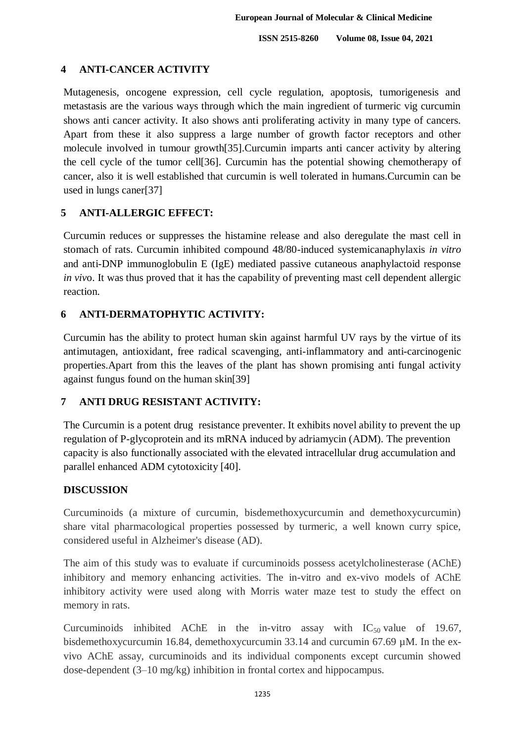## 4 ANTI-CANCER ACTIVITY

Mutagenesis, oncogene expression, cell cycle regulation, apoptosis, tumorigenesis and metastasis are the various ways through which the main ingredient of turmeric vig curcumin shows anti cancer activity. It also shows anti proliferating activity in many type of cancers. Apart from these it also suppress a large number of growth factor receptors and other molecule involved in tumour growth[35].Curcumin imparts anti cancer activity by altering the cell cycle of the tumor cell[36]. Curcumin has the potential showing chemotherapy of cancer, also it is well established that curcumin is well tolerated in humans.Curcumin can be used in lungs caner[37]

## 5 ANTI-ALLERGIC EFFECT:

Curcumin reduces or suppresses the histamine release and also deregulate the mast cell in stomach of rats. Curcumin inhibited compound 48/80-induced systemicanaphylaxis *in vitro* and anti-DNP immunoglobulin E (IgE) mediated passive cutaneous anaphylactoid response *in vivo*. It was thus proved that it has the capability of preventing mast cell dependent allergic reaction.

## 6 ANTI-DERMATOPHYTIC ACTIVITY:

Curcumin has the ability to protect human skin against harmful UV rays by the virtue of its antimutagen, antioxidant, free radical scavenging, anti-inflammatory and anti-carcinogenic properties.Apart from this the leaves of the plant has shown promising anti fungal activity against fungus found on the human skin[39]

## 7 ANTI DRUG RESISTANT ACTIVITY:

The Curcumin is a potent drug resistance preventer. It exhibits novel ability to prevent the up regulation of P-glycoprotein and its mRNA induced by adriamycin (ADM). The prevention capacity is also functionally associated with the elevated intracellular drug accumulation and parallel enhanced ADM cytotoxicity [40].

## DISCUSSION

Curcuminoids (a mixture of curcumin, bisdemethoxycurcumin and demethoxycurcumin) share vital pharmacological properties possessed by turmeric, a well known curry spice, considered useful in Alzheimer's disease (AD).

The aim of this study was to evaluate if curcuminoids possess acetylcholinesterase (AChE) inhibitory and memory enhancing activities. The in-vitro and ex-vivo models of AChE inhibitory activity were used along with Morris water maze test to study the effect on memory in rats.

Curcuminoids inhibited AChE in the in-vitro assay with $IC_{50}$ value of 19.67, bisdemethoxycurcumin 16.84, demethoxycurcumin 33.14 and curcumin 67.69 µM. In the ex-vivo AChE assay, curcuminoids and its individual components except curcumin showed dose-dependent (3–10 mg/kg) inhibition in frontal cortex and hippocampus.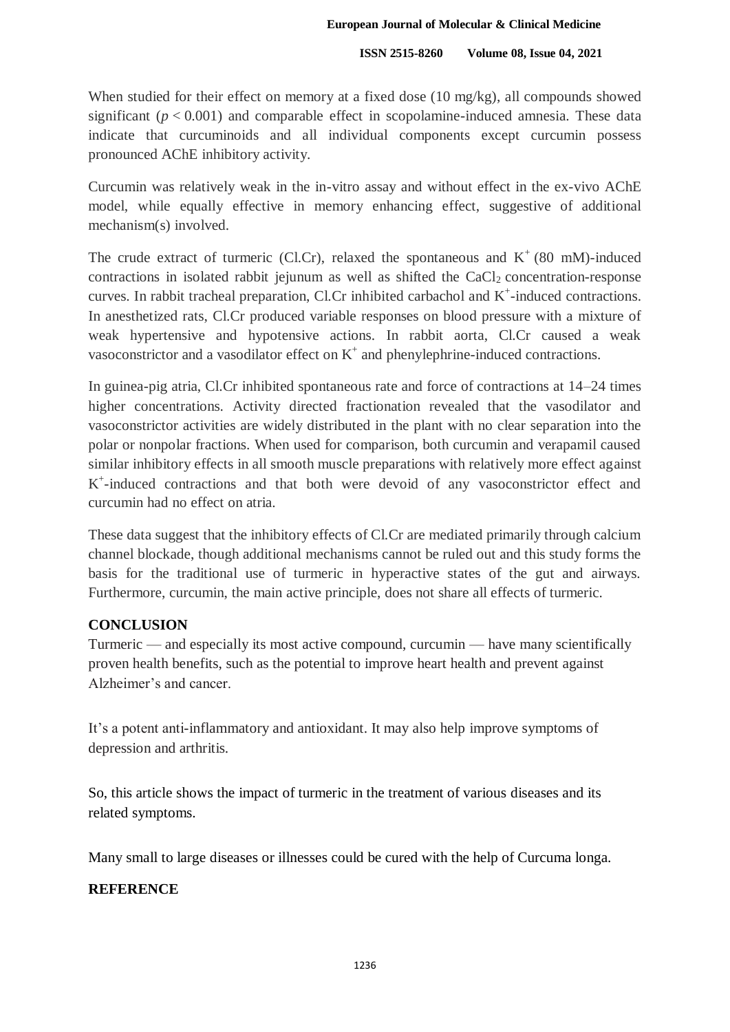When studied for their effect on memory at a fixed dose (10 mg/kg), all compounds showed significant ($p < 0.001$) and comparable effect in scopolamine-induced amnesia. These data indicate that curcuminoids and all individual components except curcumin possess pronounced AChE inhibitory activity.

Curcumin was relatively weak in the in-vitro assay and without effect in the ex-vivo AChE model, while equally effective in memory enhancing effect, suggestive of additional mechanism(s) involved.

The crude extract of turmeric (Cl.Cr), relaxed the spontaneous and $K^+$ (80 mM)-induced contractions in isolated rabbit jejunum as well as shifted the $CaCl_2$ concentration-response curves. In rabbit tracheal preparation, Cl.Cr inhibited carbachol and $K^+$-induced contractions. In anesthetized rats, Cl.Cr produced variable responses on blood pressure with a mixture of weak hypertensive and hypotensive actions. In rabbit aorta, Cl.Cr caused a weak vasoconstrictor and a vasodilator effect on $K^+$ and phenylephrine-induced contractions.

In guinea-pig atria, Cl.Cr inhibited spontaneous rate and force of contractions at 14–24 times higher concentrations. Activity directed fractionation revealed that the vasodilator and vasoconstrictor activities are widely distributed in the plant with no clear separation into the polar or nonpolar fractions. When used for comparison, both curcumin and verapamil caused similar inhibitory effects in all smooth muscle preparations with relatively more effect against $K^+$-induced contractions and that both were devoid of any vasoconstrictor effect and curcumin had no effect on atria.

These data suggest that the inhibitory effects of Cl.Cr are mediated primarily through calcium channel blockade, though additional mechanisms cannot be ruled out and this study forms the basis for the traditional use of turmeric in hyperactive states of the gut and airways. Furthermore, curcumin, the main active principle, does not share all effects of turmeric.

## CONCLUSION

Turmeric — and especially its most active compound, curcumin — have many scientifically proven health benefits, such as the potential to improve heart health and prevent against Alzheimer's and cancer.

It's a potent anti-inflammatory and antioxidant. It may also help improve symptoms of depression and arthritis.

So, this article shows the impact of turmeric in the treatment of various diseases and its related symptoms.

Many small to large diseases or illnesses could be cured with the help of Curcuma longa.

## REFERENCE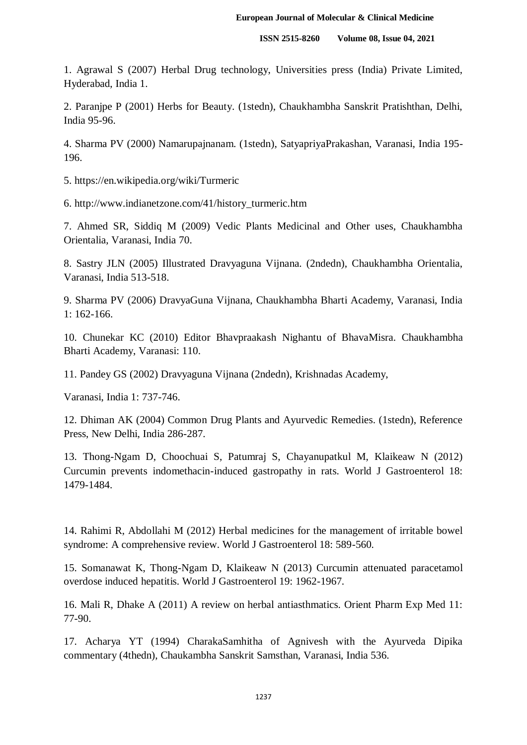1. Agrawal S (2007) Herbal Drug technology, Universities press (India) Private Limited, Hyderabad, India 1.

2. Paranjpe P (2001) Herbs for Beauty. (1stedn), Chaukhambha Sanskrit Pratishthan, Delhi, India 95-96.

4. Sharma PV (2000) Namarupajnanam. (1stedn), SatyapriyaPrakashan, Varanasi, India 195-196.

5. https://en.wikipedia.org/wiki/Turmeric

6. http://www.indianetzone.com/41/history_turmeric.htm

7. Ahmed SR, Siddiq M (2009) Vedic Plants Medicinal and Other uses, Chaukhambha Orientalia, Varanasi, India 70.

8. Sastry JLN (2005) Illustrated Dravyaguna Vijnana. (2ndedn), Chaukhambha Orientalia, Varanasi, India 513-518.

9. Sharma PV (2006) DravyaGuna Vijnana, Chaukhambha Bharti Academy, Varanasi, India 1: 162-166.

10. Chunekar KC (2010) Editor Bhavpraakash Nighantu of BhavaMisra. Chaukhambha Bharti Academy, Varanasi: 110.

11. Pandey GS (2002) Dravyaguna Vijnana (2ndedn), Krishnadas Academy,

Varanasi, India 1: 737-746.

12. Dhiman AK (2004) Common Drug Plants and Ayurvedic Remedies. (1stedn), Reference Press, New Delhi, India 286-287.

13. Thong-Ngam D, Choochuai S, Patumraj S, Chayanupatkul M, Klaikeaw N (2012) Curcumin prevents indomethacin-induced gastropathy in rats. World J Gastroenterol 18: 1479-1484.

14. Rahimi R, Abdollahi M (2012) Herbal medicines for the management of irritable bowel syndrome: A comprehensive review. World J Gastroenterol 18: 589-560.

15. Somanawat K, Thong-Ngam D, Klaikeaw N (2013) Curcumin attenuated paracetamol overdose induced hepatitis. World J Gastroenterol 19: 1962-1967.

16. Mali R, Dhake A (2011) A review on herbal antiasthmatics. Orient Pharm Exp Med 11: 77-90.

17. Acharya YT (1994) CharakaSamhitha of Agnivesh with the Ayurveda Dipika commentary (4thedn), Chaukambha Sanskrit Samsthan, Varanasi, India 536.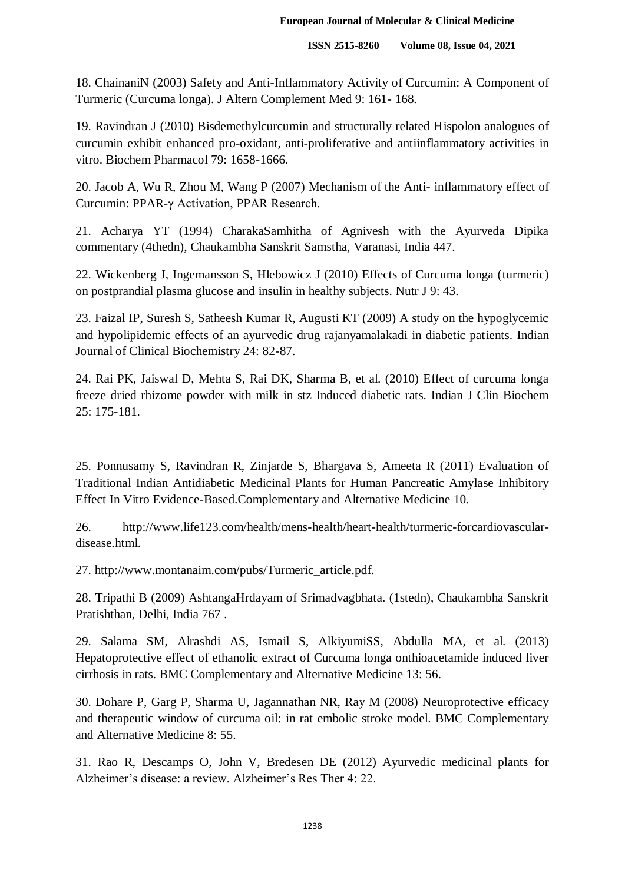18. ChainaniN (2003) Safety and Anti-Inflammatory Activity of Curcumin: A Component of Turmeric (Curcuma longa). J Altern Complement Med 9: 161- 168.

19. Ravindran J (2010) Bisdemethylcurcumin and structurally related Hispolon analogues of curcumin exhibit enhanced pro-oxidant, anti-proliferative and antiinflammatory activities in vitro. Biochem Pharmacol 79: 1658-1666.

20. Jacob A, Wu R, Zhou M, Wang P (2007) Mechanism of the Anti- inflammatory effect of Curcumin: PPAR-γ Activation, PPAR Research.

21. Acharya YT (1994) CharakaSamhitha of Agnivesh with the Ayurveda Dipika commentary (4thedn), Chaukambha Sanskrit Samstha, Varanasi, India 447.

22. Wickenberg J, Ingemansson S, Hlebowicz J (2010) Effects of Curcuma longa (turmeric) on postprandial plasma glucose and insulin in healthy subjects. Nutr J 9: 43.

23. Faizal IP, Suresh S, Satheesh Kumar R, Augusti KT (2009) A study on the hypoglycemic and hypolipidemic effects of an ayurvedic drug rajanyamalakadi in diabetic patients. Indian Journal of Clinical Biochemistry 24: 82-87.

24. Rai PK, Jaiswal D, Mehta S, Rai DK, Sharma B, et al. (2010) Effect of curcuma longa freeze dried rhizome powder with milk in stz Induced diabetic rats. Indian J Clin Biochem 25: 175-181.

25. Ponnusamy S, Ravindran R, Zinjarde S, Bhargava S, Ameeta R (2011) Evaluation of Traditional Indian Antidiabetic Medicinal Plants for Human Pancreatic Amylase Inhibitory Effect In Vitro Evidence-Based.Complementary and Alternative Medicine 10.

26. http://www.life123.com/health/mens-health/heart-health/turmeric-forcardiovascular-disease.html.

27. http://www.montanaim.com/pubs/Turmeric_article.pdf.

28. Tripathi B (2009) AshtangaHrdayam of Srimadvagbhata. (1stedn), Chaukambha Sanskrit Pratishthan, Delhi, India 767 .

29. Salama SM, Alrashdi AS, Ismail S, AlkiyumiSS, Abdulla MA, et al. (2013) Hepatoprotective effect of ethanolic extract of Curcuma longa onthioacetamide induced liver cirrhosis in rats. BMC Complementary and Alternative Medicine 13: 56.

30. Dohare P, Garg P, Sharma U, Jagannathan NR, Ray M (2008) Neuroprotective efficacy and therapeutic window of curcuma oil: in rat embolic stroke model. BMC Complementary and Alternative Medicine 8: 55.

31. Rao R, Descamps O, John V, Bredesen DE (2012) Ayurvedic medicinal plants for Alzheimer's disease: a review. Alzheimer's Res Ther 4: 22.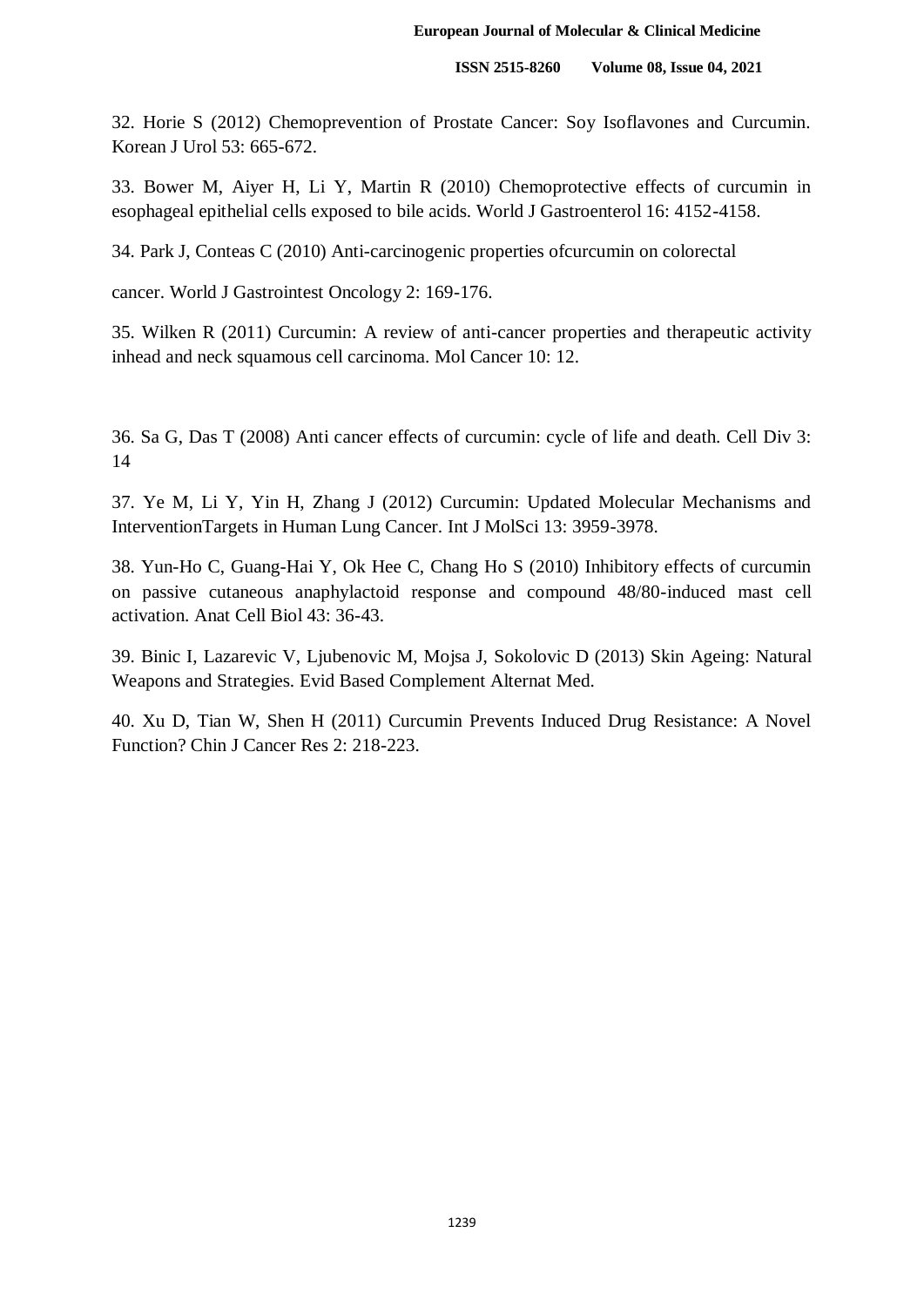32. Horie S (2012) Chemoprevention of Prostate Cancer: Soy Isoflavones and Curcumin. Korean J Urol 53: 665-672.

33. Bower M, Aiyer H, Li Y, Martin R (2010) Chemoprotective effects of curcumin in esophageal epithelial cells exposed to bile acids. World J Gastroenterol 16: 4152-4158.

34. Park J, Conteas C (2010) Anti-carcinogenic properties ofcurcumin on colorectal

cancer. World J Gastrointest Oncology 2: 169-176.

35. Wilken R (2011) Curcumin: A review of anti-cancer properties and therapeutic activity inhead and neck squamous cell carcinoma. Mol Cancer 10: 12.

36. Sa G, Das T (2008) Anti cancer effects of curcumin: cycle of life and death. Cell Div 3: 14

37. Ye M, Li Y, Yin H, Zhang J (2012) Curcumin: Updated Molecular Mechanisms and InterventionTargets in Human Lung Cancer. Int J MolSci 13: 3959-3978.

38. Yun-Ho C, Guang-Hai Y, Ok Hee C, Chang Ho S (2010) Inhibitory effects of curcumin on passive cutaneous anaphylactoid response and compound 48/80-induced mast cell activation. Anat Cell Biol 43: 36-43.

39. Binic I, Lazarevic V, Ljubenovic M, Mojsa J, Sokolovic D (2013) Skin Ageing: Natural Weapons and Strategies. Evid Based Complement Alternat Med.

40. Xu D, Tian W, Shen H (2011) Curcumin Prevents Induced Drug Resistance: A Novel Function? Chin J Cancer Res 2: 218-223.